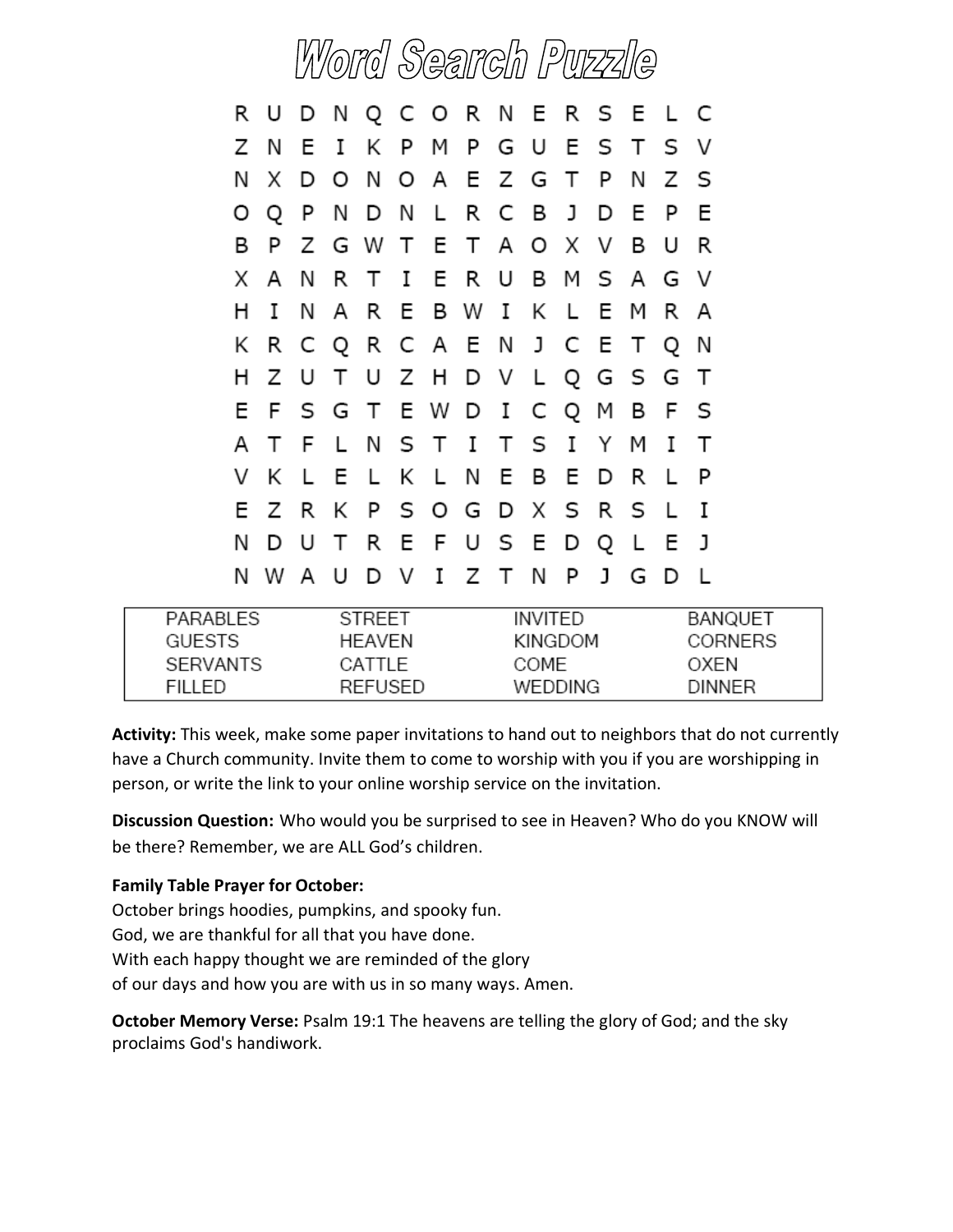# Word Search Puzzle

```
R U D N Q C O R N E R S E L C
Z N E I K P M P G U E S T S V
N X D O N O A E Z G T P N Z S
O Q P N D N L R C B J D E P E
B P Z G W T E T A O X V B U R
X A N R T I E R U B M S A G V
H I N A R E B W I K L E M R A
K R C Q R C A E N J C E T Q N
H Z U T U Z H D V L Q G S G T
E F S G T E W D I C Q M B F S
A T F L N S T I T S I Y M I T
V K L E L K L N E B E D R L P
E Z R K P S O G D X S R S L I
N D U T R E F U S E D Q L E J
N W A U D V I Z T N P J G D L
```

| | | | |
|---|---|---|---|
| PARABLES | STREET | INVITED | BANQUET |
| GUESTS | HEAVEN | KINGDOM | CORNERS |
| SERVANTS | CATTLE | COME | OXEN |
| FILLED | REFUSED | WEDDING | DINNER |

**Activity:** This week, make some paper invitations to hand out to neighbors that do not currently have a Church community. Invite them to come to worship with you if you are worshipping in person, or write the link to your online worship service on the invitation.

**Discussion Question:** Who would you be surprised to see in Heaven? Who do you KNOW will be there? Remember, we are ALL God's children.

**Family Table Prayer for October:**
October brings hoodies, pumpkins, and spooky fun.
God, we are thankful for all that you have done.
With each happy thought we are reminded of the glory
of our days and how you are with us in so many ways. Amen.

**October Memory Verse:** Psalm 19:1 The heavens are telling the glory of God; and the sky proclaims God's handiwork.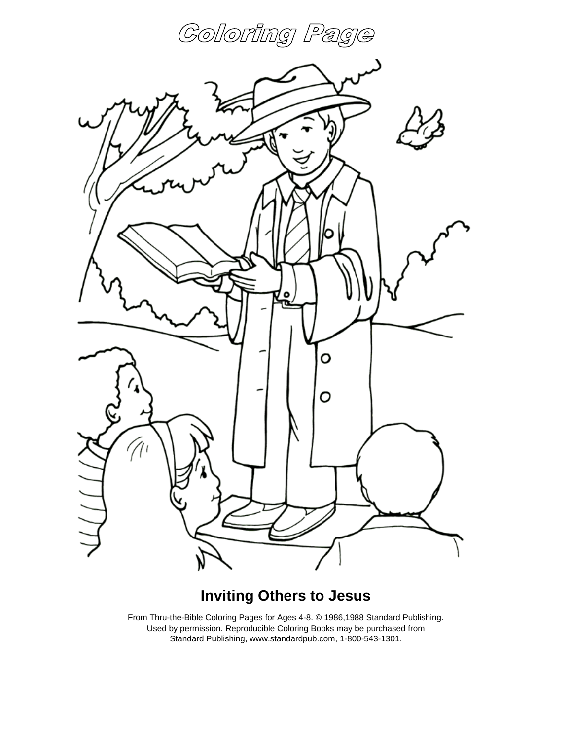# Coloring Page

**Inviting Others to Jesus**

From Thru-the-Bible Coloring Pages for Ages 4-8. © 1986,1988 Standard Publishing. Used by permission. Reproducible Coloring Books may be purchased from Standard Publishing, www.standardpub.com, 1-800-543-1301.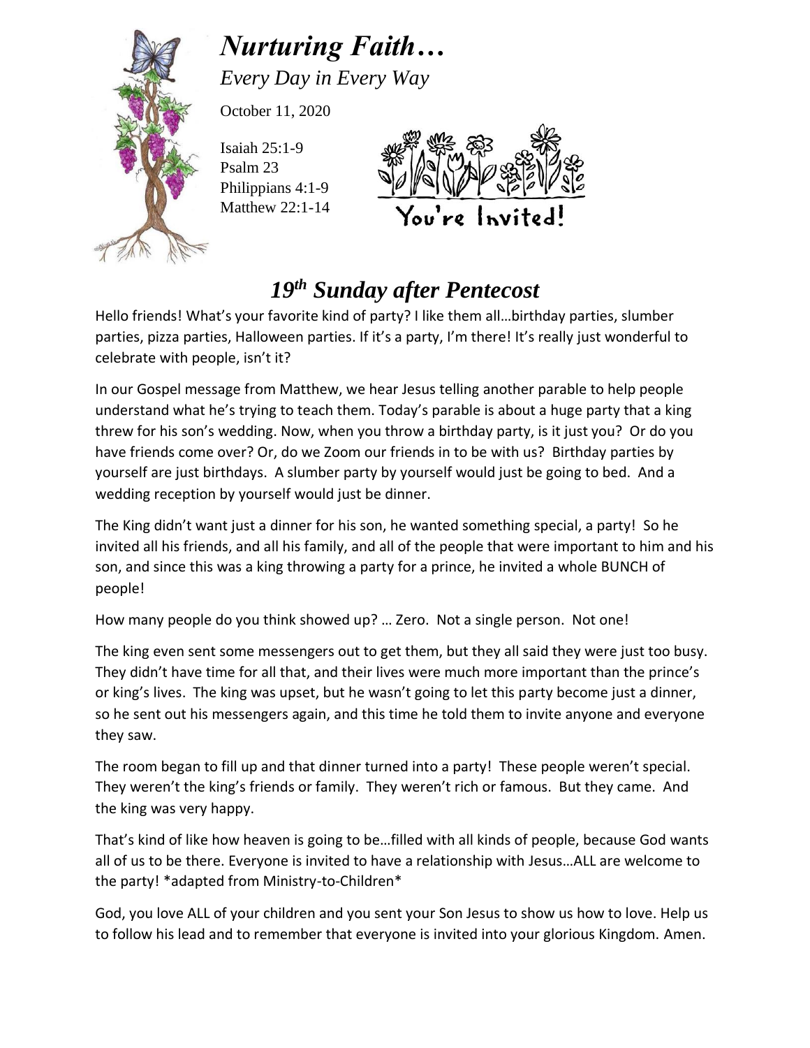# *Nurturing Faith…*

*Every Day in Every Way*

October 11, 2020

Isaiah 25:1-9
Psalm 23
Philippians 4:1-9
Matthew 22:1-14

You're Invited!

## *19th Sunday after Pentecost*

Hello friends! What's your favorite kind of party? I like them all…birthday parties, slumber parties, pizza parties, Halloween parties. If it's a party, I'm there! It's really just wonderful to celebrate with people, isn't it?

In our Gospel message from Matthew, we hear Jesus telling another parable to help people understand what he's trying to teach them. Today's parable is about a huge party that a king threw for his son's wedding. Now, when you throw a birthday party, is it just you? Or do you have friends come over? Or, do we Zoom our friends in to be with us? Birthday parties by yourself are just birthdays. A slumber party by yourself would just be going to bed. And a wedding reception by yourself would just be dinner.

The King didn't want just a dinner for his son, he wanted something special, a party! So he invited all his friends, and all his family, and all of the people that were important to him and his son, and since this was a king throwing a party for a prince, he invited a whole BUNCH of people!

How many people do you think showed up? … Zero. Not a single person. Not one!

The king even sent some messengers out to get them, but they all said they were just too busy. They didn't have time for all that, and their lives were much more important than the prince's or king's lives. The king was upset, but he wasn't going to let this party become just a dinner, so he sent out his messengers again, and this time he told them to invite anyone and everyone they saw.

The room began to fill up and that dinner turned into a party! These people weren't special. They weren't the king's friends or family. They weren't rich or famous. But they came. And the king was very happy.

That's kind of like how heaven is going to be…filled with all kinds of people, because God wants all of us to be there. Everyone is invited to have a relationship with Jesus…ALL are welcome to the party! *adapted from Ministry-to-Children*

God, you love ALL of your children and you sent your Son Jesus to show us how to love. Help us to follow his lead and to remember that everyone is invited into your glorious Kingdom. Amen.